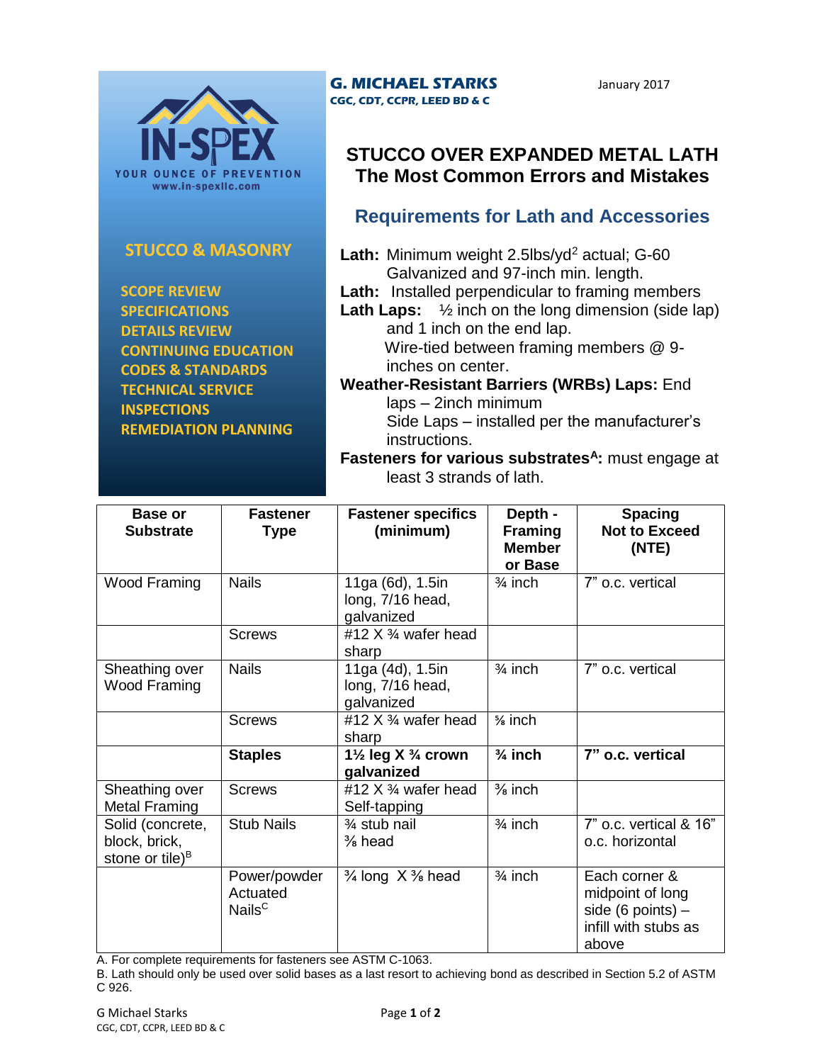IN-SPEX

YOUR OUNCE OF PREVENTION

www.in-spexllc.com

**STUCCO & MASONRY**

- SCOPE REVIEW
- SPECIFICATIONS
- DETAILS REVIEW
- CONTINUING EDUCATION
- CODES & STANDARDS
- TECHNICAL SERVICE
- INSPECTIONS
- REMEDIATION PLANNING

**G. MICHAEL STARKS**
**CGC, CDT, CCPR, LEED BD & C**

January 2017

# STUCCO OVER EXPANDED METAL LATH
# The Most Common Errors and Mistakes

## Requirements for Lath and Accessories

**Lath:** Minimum weight 2.5lbs/yd$^2$ actual; G-60 Galvanized and 97-inch min. length.

**Lath:** Installed perpendicular to framing members

**Lath Laps:** ½ inch on the long dimension (side lap) and 1 inch on the end lap.
Wire-tied between framing members @ 9-inches on center.

**Weather-Resistant Barriers (WRBs) Laps:** End laps – 2inch minimum
Side Laps – installed per the manufacturer's instructions.

**Fasteners for various substrates[A]:** must engage at least 3 strands of lath.

| Base or Substrate | Fastener Type | Fastener specifics (minimum) | Depth - Framing Member or Base | Spacing Not to Exceed (NTE) |
|---|---|---|---|---|
| Wood Framing | Nails | 11ga (6d), 1.5in long, 7/16 head, galvanized | ¾ inch | 7" o.c. vertical |
| | Screws | #12 X ¾ wafer head sharp | | |
| Sheathing over Wood Framing | Nails | 11ga (4d), 1.5in long, 7/16 head, galvanized | ¾ inch | 7" o.c. vertical |
| | Screws | #12 X ¾ wafer head sharp | ⅝ inch | |
| | **Staples** | **1½ leg X ¾ crown galvanized** | **¾ inch** | **7" o.c. vertical** |
| Sheathing over Metal Framing | Screws | #12 X ¾ wafer head Self-tapping | ⅜ inch | |
| Solid (concrete, block, brick, stone or tile)[B] | Stub Nails | ¾ stub nail ⅜ head | ¾ inch | 7" o.c. vertical & 16" o.c. horizontal |
| | Power/powder Actuated Nails[C] | ¾ long X ⅜ head | ¾ inch | Each corner & midpoint of long side (6 points) – infill with stubs as above |

A. For complete requirements for fasteners see ASTM C-1063.

B. Lath should only be used over solid bases as a last resort to achieving bond as described in Section 5.2 of ASTM C 926.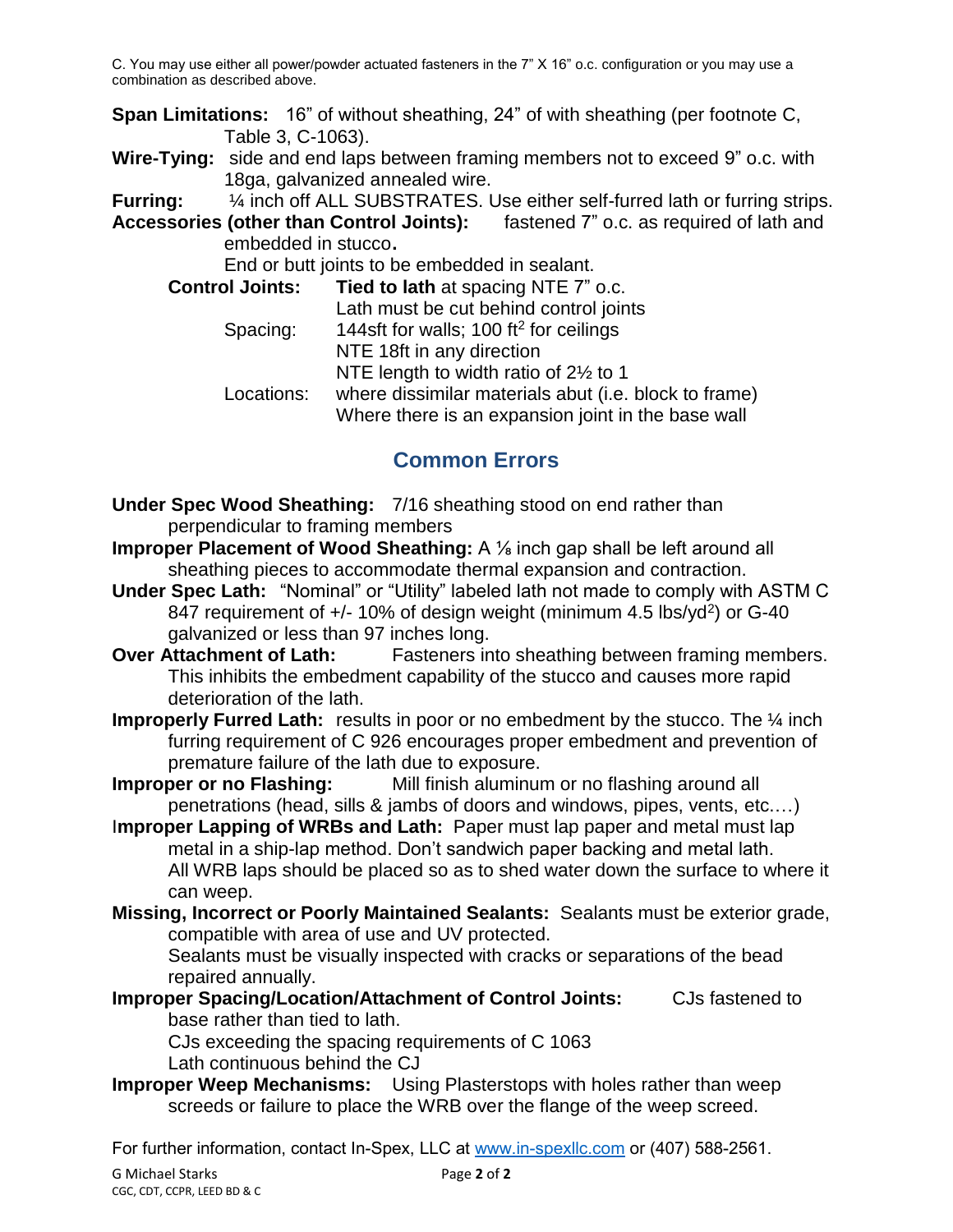C. You may use either all power/powder actuated fasteners in the 7" X 16" o.c. configuration or you may use a combination as described above.

**Span Limitations:** 16" of without sheathing, 24" of with sheathing (per footnote C, Table 3, C-1063).

**Wire-Tying:** side and end laps between framing members not to exceed 9" o.c. with 18ga, galvanized annealed wire.

**Furring:** ¼ inch off ALL SUBSTRATES. Use either self-furred lath or furring strips.

**Accessories (other than Control Joints):** fastened 7" o.c. as required of lath and embedded in stucco**.**

End or butt joints to be embedded in sealant.

**Control Joints:** **Tied to lath** at spacing NTE 7" o.c.
Lath must be cut behind control joints

Spacing: 144sft for walls; 100 $ft^2$ for ceilings
NTE 18ft in any direction
NTE length to width ratio of 2½ to 1

Locations: where dissimilar materials abut (i.e. block to frame)
Where there is an expansion joint in the base wall

## Common Errors

**Under Spec Wood Sheathing:** 7/16 sheathing stood on end rather than perpendicular to framing members

**Improper Placement of Wood Sheathing:** A ⅛ inch gap shall be left around all sheathing pieces to accommodate thermal expansion and contraction.

**Under Spec Lath:** "Nominal" or "Utility" labeled lath not made to comply with ASTM C 847 requirement of +/- 10% of design weight (minimum 4.5 lbs/$yd^2$) or G-40 galvanized or less than 97 inches long.

**Over Attachment of Lath:** Fasteners into sheathing between framing members. This inhibits the embedment capability of the stucco and causes more rapid deterioration of the lath.

**Improperly Furred Lath:** results in poor or no embedment by the stucco. The ¼ inch furring requirement of C 926 encourages proper embedment and prevention of premature failure of the lath due to exposure.

**Improper or no Flashing:** Mill finish aluminum or no flashing around all penetrations (head, sills & jambs of doors and windows, pipes, vents, etc.…)

**Improper Lapping of WRBs and Lath:** Paper must lap paper and metal must lap metal in a ship-lap method. Don't sandwich paper backing and metal lath. All WRB laps should be placed so as to shed water down the surface to where it can weep.

**Missing, Incorrect or Poorly Maintained Sealants:** Sealants must be exterior grade, compatible with area of use and UV protected.
Sealants must be visually inspected with cracks or separations of the bead repaired annually.

**Improper Spacing/Location/Attachment of Control Joints:** CJs fastened to base rather than tied to lath.
CJs exceeding the spacing requirements of C 1063
Lath continuous behind the CJ

**Improper Weep Mechanisms:** Using Plasterstops with holes rather than weep screeds or failure to place the WRB over the flange of the weep screed.

For further information, contact In-Spex, LLC at www.in-spexllc.com or (407) 588-2561.

G Michael Starks
CGC, CDT, CCPR, LEED BD & C